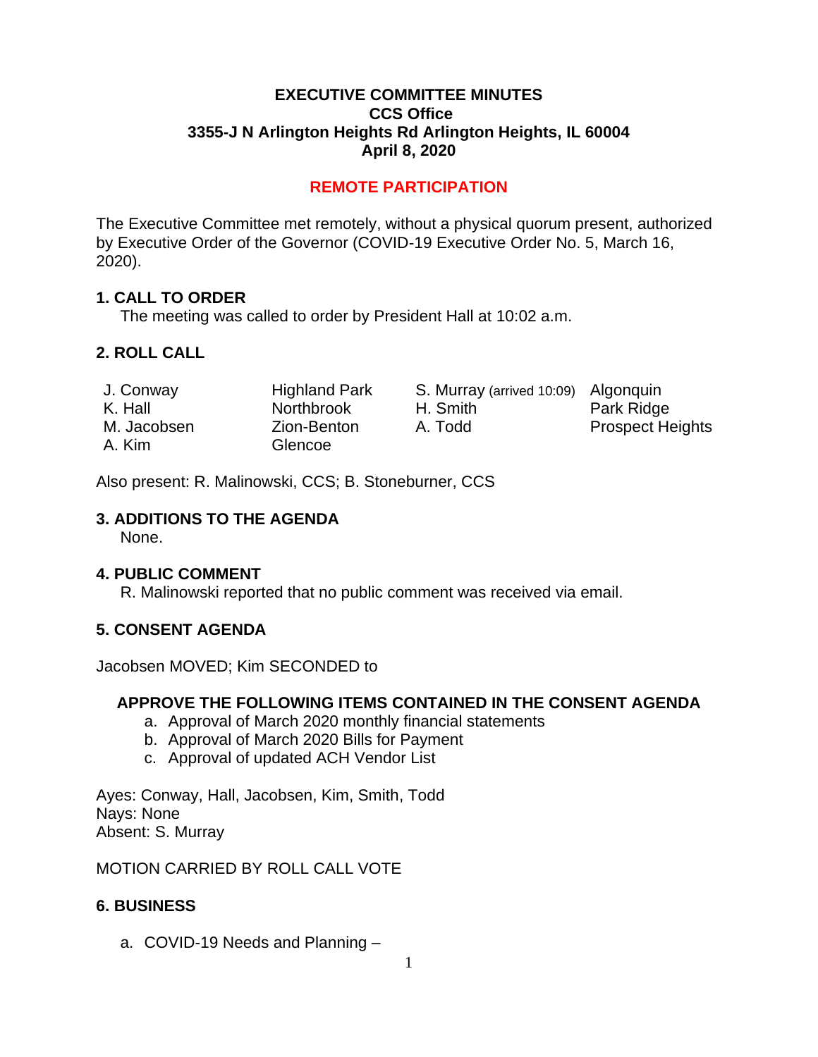# EXECUTIVE COMMITTEE MINUTES
## CCS Office
## 3355-J N Arlington Heights Rd Arlington Heights, IL 60004
## April 8, 2020

**REMOTE PARTICIPATION**

The Executive Committee met remotely, without a physical quorum present, authorized by Executive Order of the Governor (COVID-19 Executive Order No. 5, March 16, 2020).

### 1. CALL TO ORDER

The meeting was called to order by President Hall at 10:02 a.m.

### 2. ROLL CALL

| | | | |
|---|---|---|---|
| J. Conway | Highland Park | S. Murray (arrived 10:09) | Algonquin |
| K. Hall | Northbrook | H. Smith | Park Ridge |
| M. Jacobsen | Zion-Benton | A. Todd | Prospect Heights |
| A. Kim | Glencoe | | |

Also present: R. Malinowski, CCS; B. Stoneburner, CCS

### 3. ADDITIONS TO THE AGENDA

None.

### 4. PUBLIC COMMENT

R. Malinowski reported that no public comment was received via email.

### 5. CONSENT AGENDA

Jacobsen MOVED; Kim SECONDED to

**APPROVE THE FOLLOWING ITEMS CONTAINED IN THE CONSENT AGENDA**

a. Approval of March 2020 monthly financial statements
b. Approval of March 2020 Bills for Payment
c. Approval of updated ACH Vendor List

Ayes: Conway, Hall, Jacobsen, Kim, Smith, Todd
Nays: None
Absent: S. Murray

MOTION CARRIED BY ROLL CALL VOTE

### 6. BUSINESS

a. COVID-19 Needs and Planning –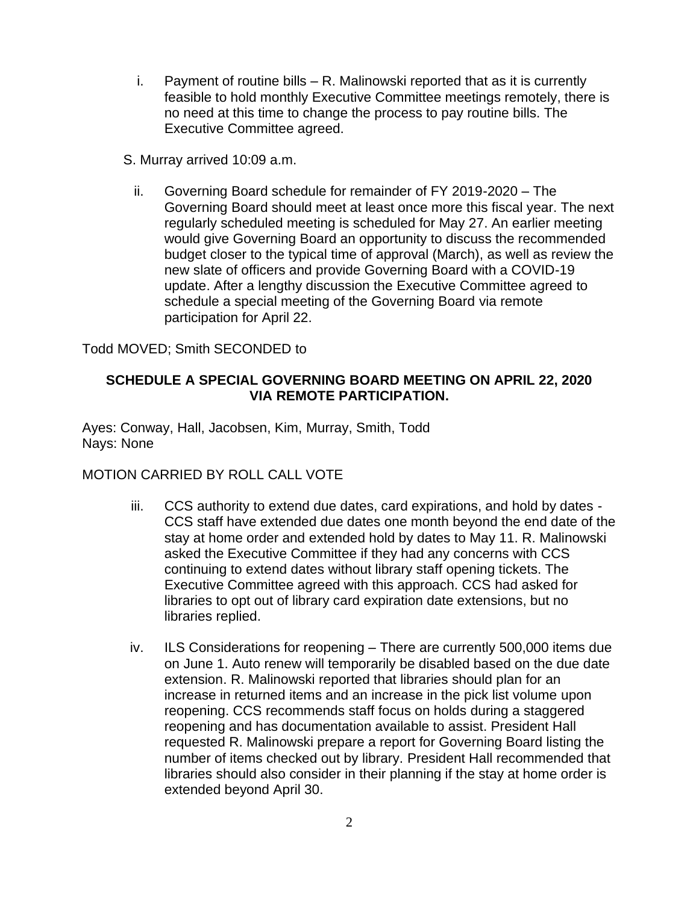i. Payment of routine bills – R. Malinowski reported that as it is currently feasible to hold monthly Executive Committee meetings remotely, there is no need at this time to change the process to pay routine bills. The Executive Committee agreed.

S. Murray arrived 10:09 a.m.

ii. Governing Board schedule for remainder of FY 2019-2020 – The Governing Board should meet at least once more this fiscal year. The next regularly scheduled meeting is scheduled for May 27. An earlier meeting would give Governing Board an opportunity to discuss the recommended budget closer to the typical time of approval (March), as well as review the new slate of officers and provide Governing Board with a COVID-19 update. After a lengthy discussion the Executive Committee agreed to schedule a special meeting of the Governing Board via remote participation for April 22.

Todd MOVED; Smith SECONDED to

**SCHEDULE A SPECIAL GOVERNING BOARD MEETING ON APRIL 22, 2020 VIA REMOTE PARTICIPATION.**

Ayes: Conway, Hall, Jacobsen, Kim, Murray, Smith, Todd
Nays: None

MOTION CARRIED BY ROLL CALL VOTE

iii. CCS authority to extend due dates, card expirations, and hold by dates - CCS staff have extended due dates one month beyond the end date of the stay at home order and extended hold by dates to May 11. R. Malinowski asked the Executive Committee if they had any concerns with CCS continuing to extend dates without library staff opening tickets. The Executive Committee agreed with this approach. CCS had asked for libraries to opt out of library card expiration date extensions, but no libraries replied.

iv. ILS Considerations for reopening – There are currently 500,000 items due on June 1. Auto renew will temporarily be disabled based on the due date extension. R. Malinowski reported that libraries should plan for an increase in returned items and an increase in the pick list volume upon reopening. CCS recommends staff focus on holds during a staggered reopening and has documentation available to assist. President Hall requested R. Malinowski prepare a report for Governing Board listing the number of items checked out by library. President Hall recommended that libraries should also consider in their planning if the stay at home order is extended beyond April 30.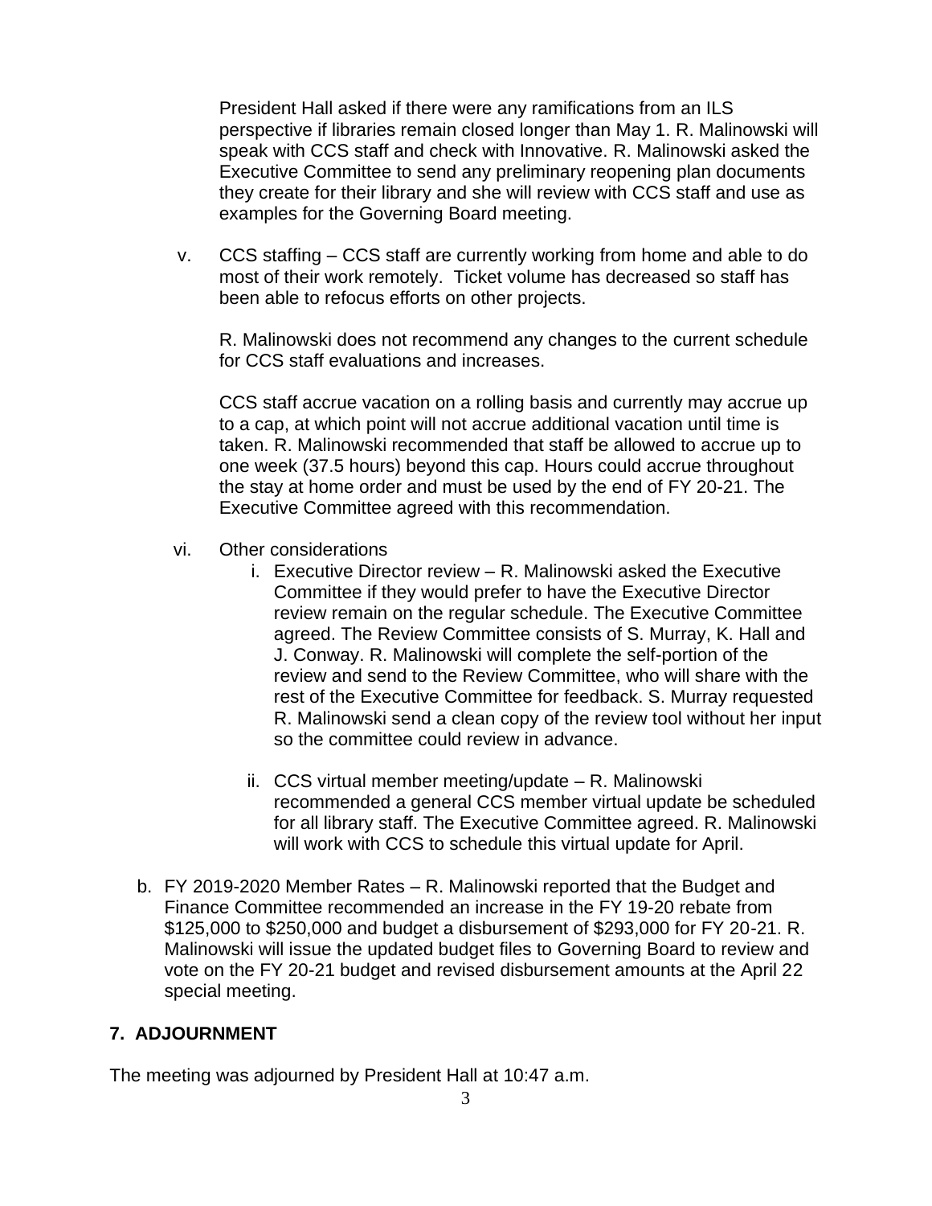President Hall asked if there were any ramifications from an ILS perspective if libraries remain closed longer than May 1. R. Malinowski will speak with CCS staff and check with Innovative. R. Malinowski asked the Executive Committee to send any preliminary reopening plan documents they create for their library and she will review with CCS staff and use as examples for the Governing Board meeting.

v. CCS staffing – CCS staff are currently working from home and able to do most of their work remotely. Ticket volume has decreased so staff has been able to refocus efforts on other projects.

   R. Malinowski does not recommend any changes to the current schedule for CCS staff evaluations and increases.

   CCS staff accrue vacation on a rolling basis and currently may accrue up to a cap, at which point will not accrue additional vacation until time is taken. R. Malinowski recommended that staff be allowed to accrue up to one week (37.5 hours) beyond this cap. Hours could accrue throughout the stay at home order and must be used by the end of FY 20-21. The Executive Committee agreed with this recommendation.

vi. Other considerations

   i. Executive Director review – R. Malinowski asked the Executive Committee if they would prefer to have the Executive Director review remain on the regular schedule. The Executive Committee agreed. The Review Committee consists of S. Murray, K. Hall and J. Conway. R. Malinowski will complete the self-portion of the review and send to the Review Committee, who will share with the rest of the Executive Committee for feedback. S. Murray requested R. Malinowski send a clean copy of the review tool without her input so the committee could review in advance.

   ii. CCS virtual member meeting/update – R. Malinowski recommended a general CCS member virtual update be scheduled for all library staff. The Executive Committee agreed. R. Malinowski will work with CCS to schedule this virtual update for April.

b. FY 2019-2020 Member Rates – R. Malinowski reported that the Budget and Finance Committee recommended an increase in the FY 19-20 rebate from $125,000 to $250,000 and budget a disbursement of $293,000 for FY 20-21. R. Malinowski will issue the updated budget files to Governing Board to review and vote on the FY 20-21 budget and revised disbursement amounts at the April 22 special meeting.

## 7. ADJOURNMENT

The meeting was adjourned by President Hall at 10:47 a.m.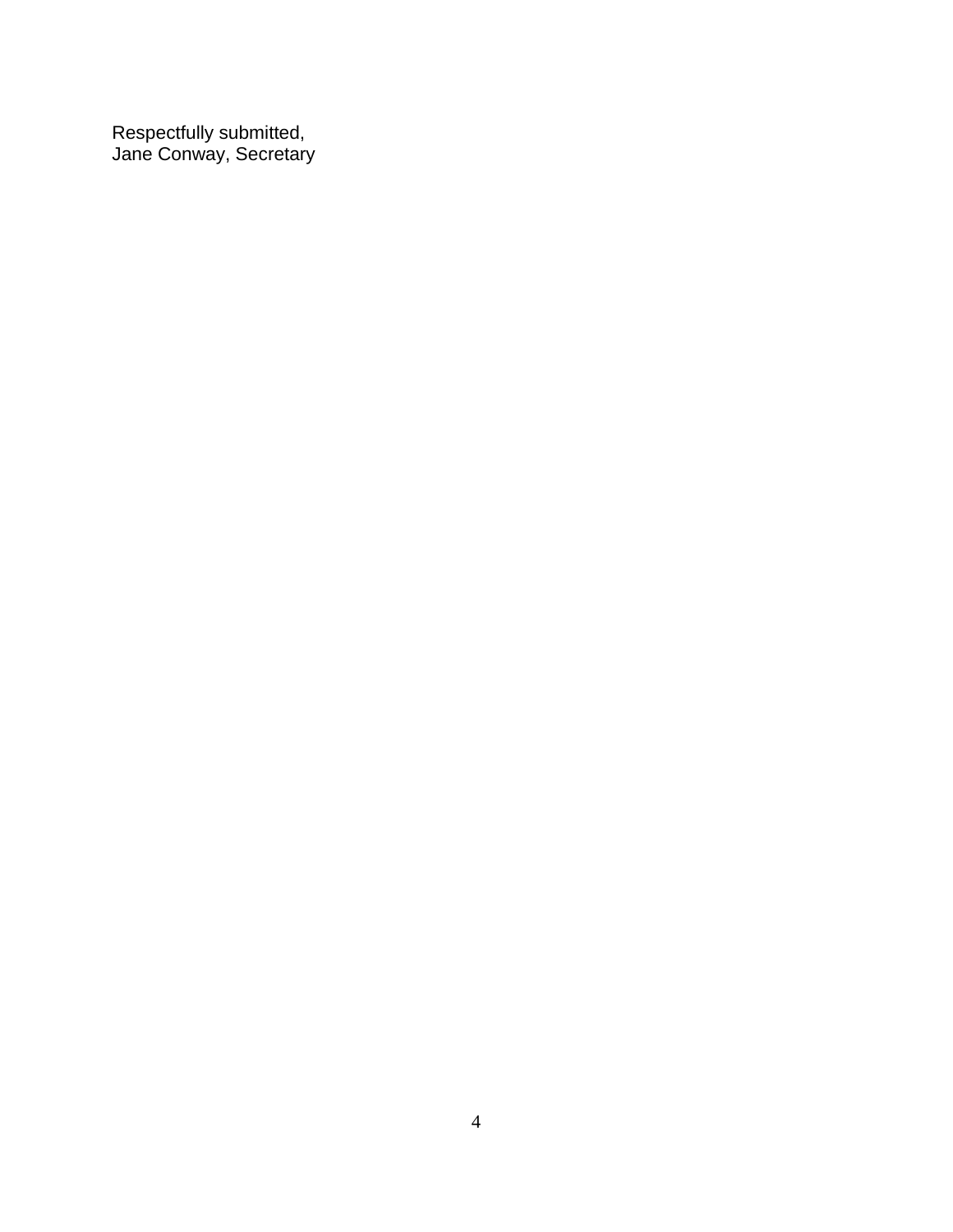Respectfully submitted,
Jane Conway, Secretary